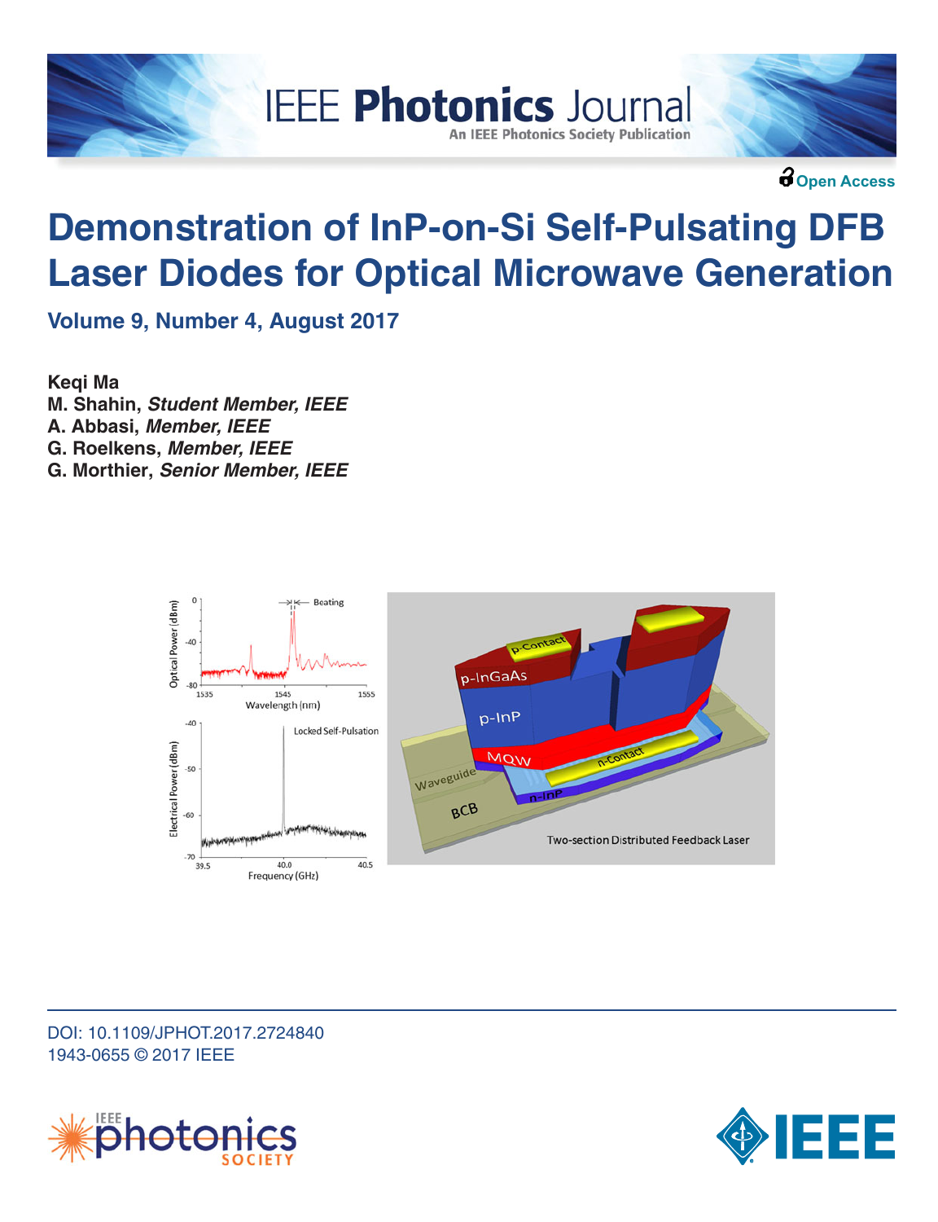Open Access

# Demonstration of InP-on-Si Self-Pulsating DFB Laser Diodes for Optical Microwave Generation

**Volume 9, Number 4, August 2017**

**Keqi Ma**
**M. Shahin,** ***Student Member, IEEE***
**A. Abbasi,** ***Member, IEEE***
**G. Roelkens,** ***Member, IEEE***
**G. Morthier,** ***Senior Member, IEEE***

DOI: 10.1109/JPHOT.2017.2724840
1943-0655 © 2017 IEEE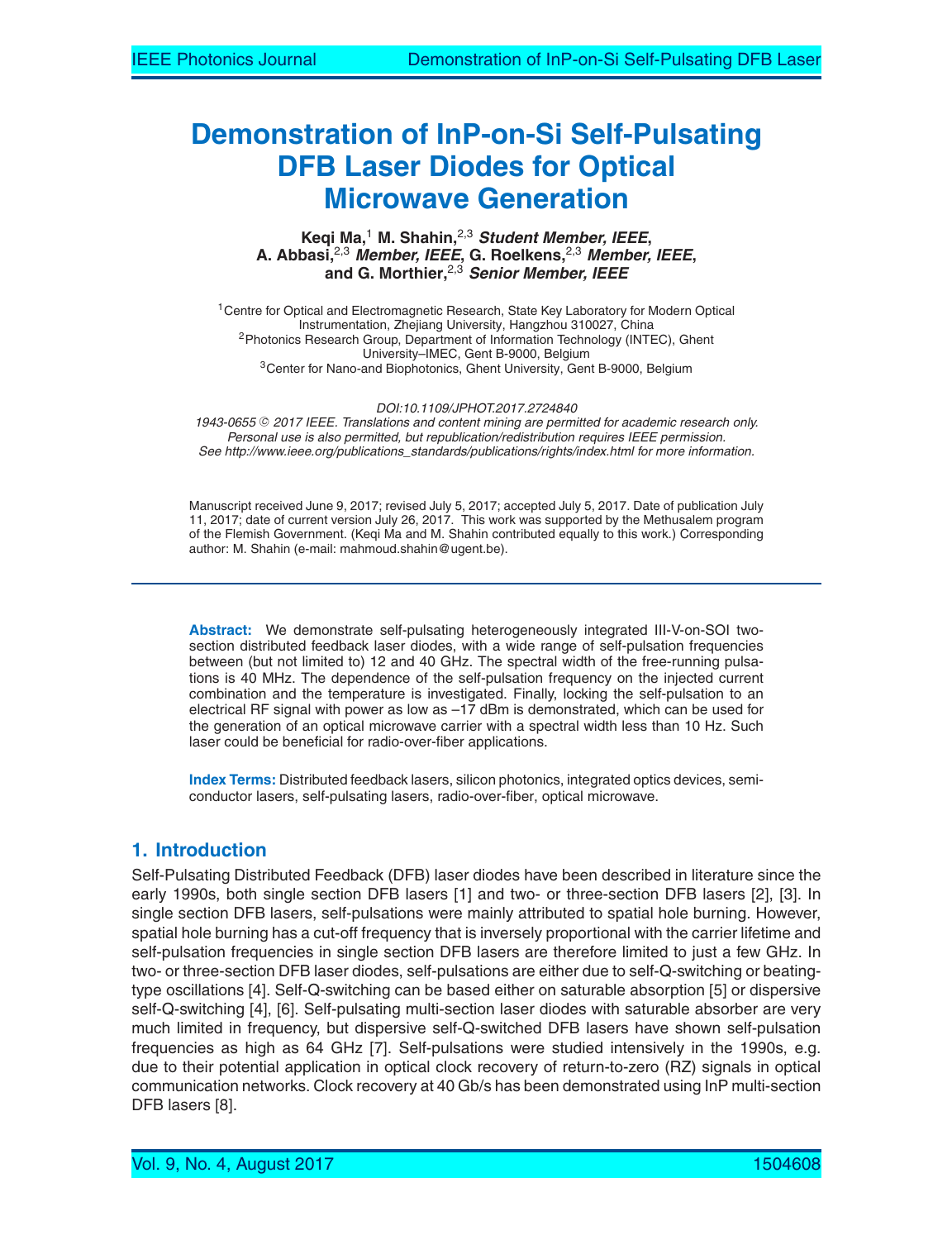# Demonstration of InP-on-Si Self-Pulsating DFB Laser Diodes for Optical Microwave Generation

**Keqi Ma,[1] M. Shahin,[2,3] *Student Member, IEEE*, A. Abbasi,[2,3] *Member, IEEE*, G. Roelkens,[2,3] *Member, IEEE*, and G. Morthier,[2,3] *Senior Member, IEEE***

[1]Centre for Optical and Electromagnetic Research, State Key Laboratory for Modern Optical Instrumentation, Zhejiang University, Hangzhou 310027, China
[2]Photonics Research Group, Department of Information Technology (INTEC), Ghent University–IMEC, Gent B-9000, Belgium
[3]Center for Nano-and Biophotonics, Ghent University, Gent B-9000, Belgium

*DOI:10.1109/JPHOT.2017.2724840*
*1943-0655 © 2017 IEEE. Translations and content mining are permitted for academic research only. Personal use is also permitted, but republication/redistribution requires IEEE permission. See http://www.ieee.org/publications_standards/publications/rights/index.html for more information.*

Manuscript received June 9, 2017; revised July 5, 2017; accepted July 5, 2017. Date of publication July 11, 2017; date of current version July 26, 2017. This work was supported by the Methusalem program of the Flemish Government. (Keqi Ma and M. Shahin contributed equally to this work.) Corresponding author: M. Shahin (e-mail: mahmoud.shahin@ugent.be).

**Abstract:** We demonstrate self-pulsating heterogeneously integrated III-V-on-SOI two-section distributed feedback laser diodes, with a wide range of self-pulsation frequencies between (but not limited to) 12 and 40 GHz. The spectral width of the free-running pulsations is 40 MHz. The dependence of the self-pulsation frequency on the injected current combination and the temperature is investigated. Finally, locking the self-pulsation to an electrical RF signal with power as low as –17 dBm is demonstrated, which can be used for the generation of an optical microwave carrier with a spectral width less than 10 Hz. Such laser could be beneficial for radio-over-fiber applications.

**Index Terms:** Distributed feedback lasers, silicon photonics, integrated optics devices, semiconductor lasers, self-pulsating lasers, radio-over-fiber, optical microwave.

## 1. Introduction

Self-Pulsating Distributed Feedback (DFB) laser diodes have been described in literature since the early 1990s, both single section DFB lasers [1] and two- or three-section DFB lasers [2], [3]. In single section DFB lasers, self-pulsations were mainly attributed to spatial hole burning. However, spatial hole burning has a cut-off frequency that is inversely proportional with the carrier lifetime and self-pulsation frequencies in single section DFB lasers are therefore limited to just a few GHz. In two- or three-section DFB laser diodes, self-pulsations are either due to self-Q-switching or beating-type oscillations [4]. Self-Q-switching can be based either on saturable absorption [5] or dispersive self-Q-switching [4], [6]. Self-pulsating multi-section laser diodes with saturable absorber are very much limited in frequency, but dispersive self-Q-switched DFB lasers have shown self-pulsation frequencies as high as 64 GHz [7]. Self-pulsations were studied intensively in the 1990s, e.g. due to their potential application in optical clock recovery of return-to-zero (RZ) signals in optical communication networks. Clock recovery at 40 Gb/s has been demonstrated using InP multi-section DFB lasers [8].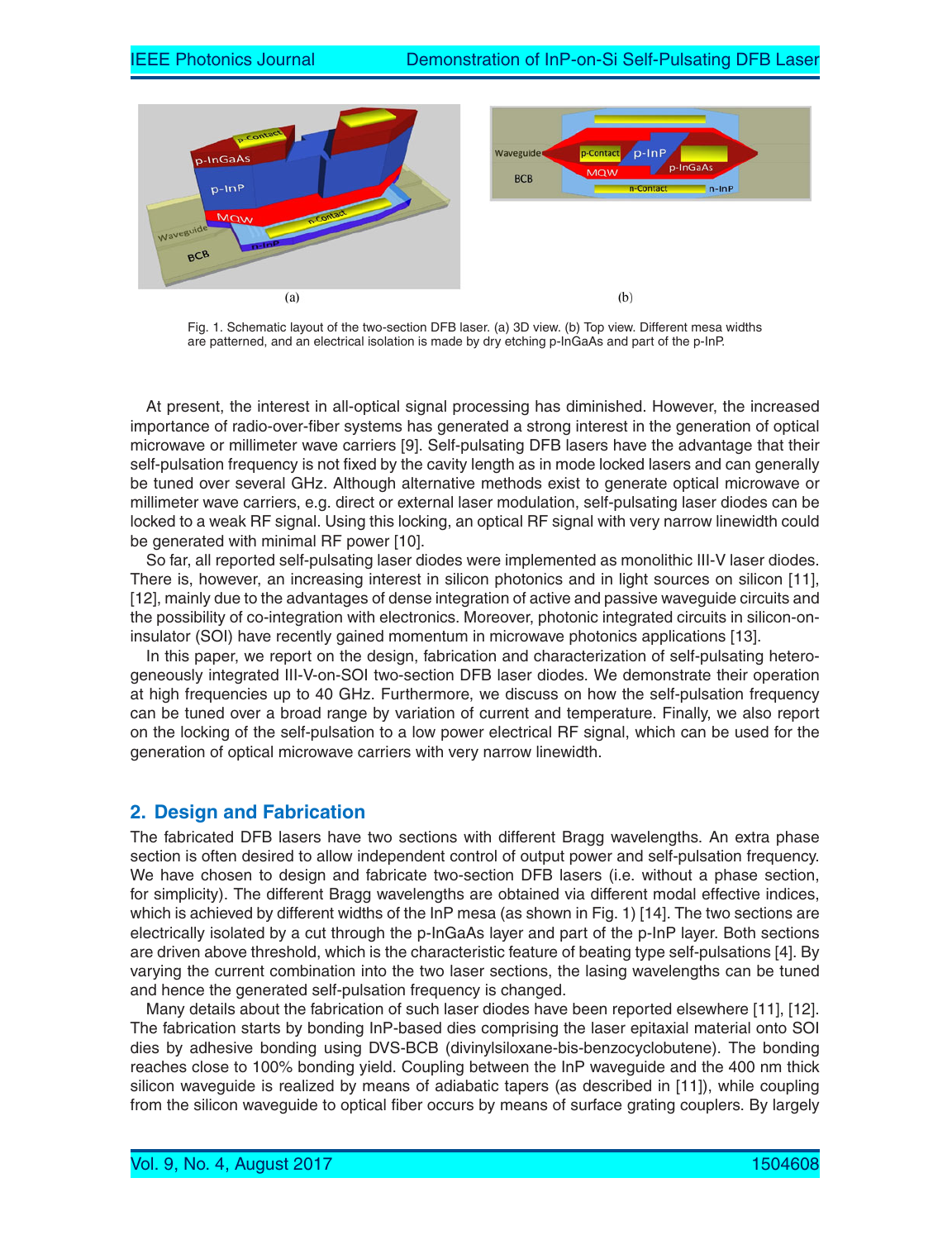Fig. 1. Schematic layout of the two-section DFB laser. (a) 3D view. (b) Top view. Different mesa widths are patterned, and an electrical isolation is made by dry etching p-InGaAs and part of the p-InP.

At present, the interest in all-optical signal processing has diminished. However, the increased importance of radio-over-fiber systems has generated a strong interest in the generation of optical microwave or millimeter wave carriers [9]. Self-pulsating DFB lasers have the advantage that their self-pulsation frequency is not fixed by the cavity length as in mode locked lasers and can generally be tuned over several GHz. Although alternative methods exist to generate optical microwave or millimeter wave carriers, e.g. direct or external laser modulation, self-pulsating laser diodes can be locked to a weak RF signal. Using this locking, an optical RF signal with very narrow linewidth could be generated with minimal RF power [10].

So far, all reported self-pulsating laser diodes were implemented as monolithic III-V laser diodes. There is, however, an increasing interest in silicon photonics and in light sources on silicon [11], [12], mainly due to the advantages of dense integration of active and passive waveguide circuits and the possibility of co-integration with electronics. Moreover, photonic integrated circuits in silicon-on-insulator (SOI) have recently gained momentum in microwave photonics applications [13].

In this paper, we report on the design, fabrication and characterization of self-pulsating heterogeneously integrated III-V-on-SOI two-section DFB laser diodes. We demonstrate their operation at high frequencies up to 40 GHz. Furthermore, we discuss on how the self-pulsation frequency can be tuned over a broad range by variation of current and temperature. Finally, we also report on the locking of the self-pulsation to a low power electrical RF signal, which can be used for the generation of optical microwave carriers with very narrow linewidth.

## 2. Design and Fabrication

The fabricated DFB lasers have two sections with different Bragg wavelengths. An extra phase section is often desired to allow independent control of output power and self-pulsation frequency. We have chosen to design and fabricate two-section DFB lasers (i.e. without a phase section, for simplicity). The different Bragg wavelengths are obtained via different modal effective indices, which is achieved by different widths of the InP mesa (as shown in Fig. 1) [14]. The two sections are electrically isolated by a cut through the p-InGaAs layer and part of the p-InP layer. Both sections are driven above threshold, which is the characteristic feature of beating type self-pulsations [4]. By varying the current combination into the two laser sections, the lasing wavelengths can be tuned and hence the generated self-pulsation frequency is changed.

Many details about the fabrication of such laser diodes have been reported elsewhere [11], [12]. The fabrication starts by bonding InP-based dies comprising the laser epitaxial material onto SOI dies by adhesive bonding using DVS-BCB (divinylsiloxane-bis-benzocyclobutene). The bonding reaches close to 100% bonding yield. Coupling between the InP waveguide and the 400 nm thick silicon waveguide is realized by means of adiabatic tapers (as described in [11]), while coupling from the silicon waveguide to optical fiber occurs by means of surface grating couplers. By largely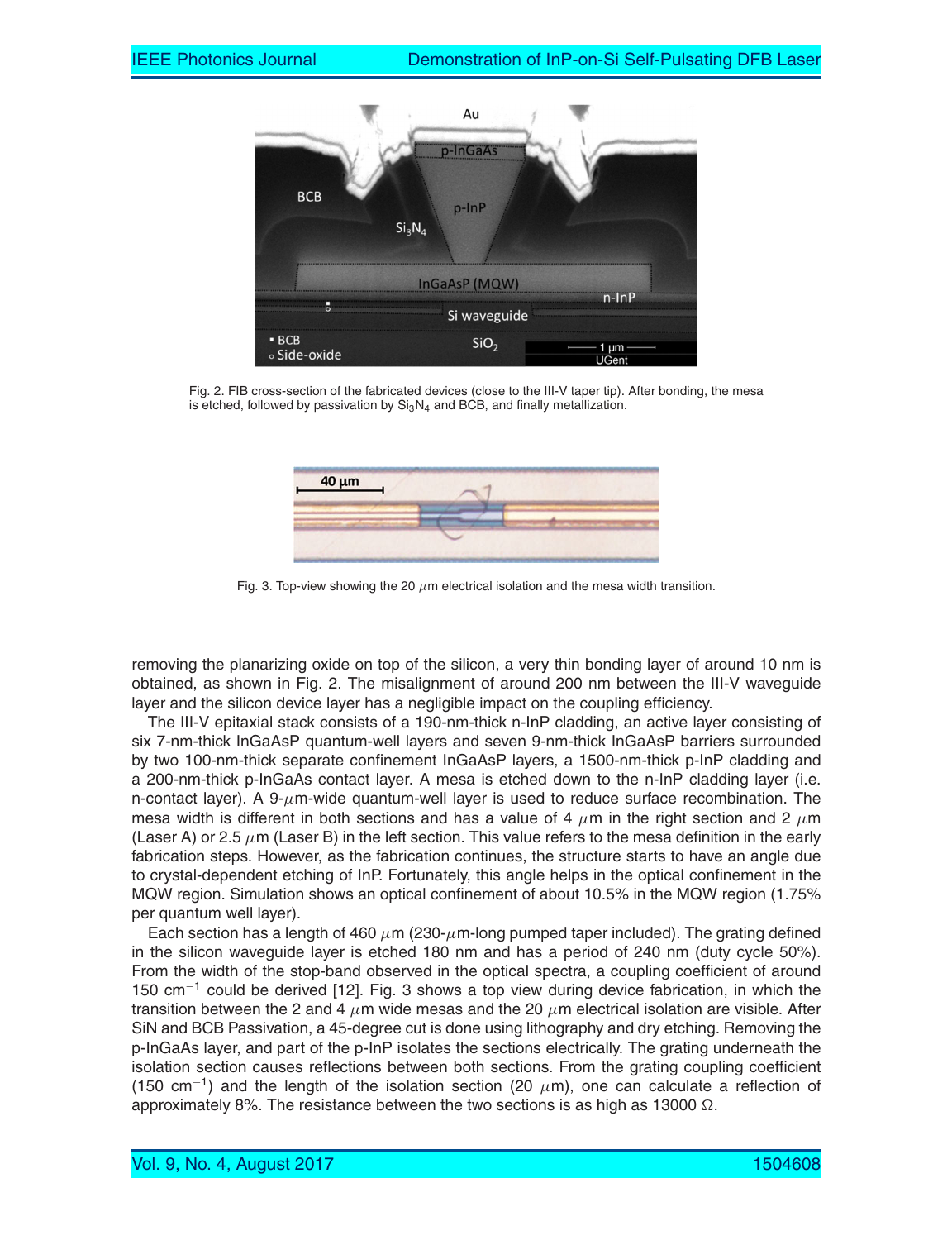Fig. 2. FIB cross-section of the fabricated devices (close to the III-V taper tip). After bonding, the mesa is etched, followed by passivation by $Si_3N_4$ and BCB, and finally metallization.

Fig. 3. Top-view showing the 20 $\mu$m electrical isolation and the mesa width transition.

removing the planarizing oxide on top of the silicon, a very thin bonding layer of around 10 nm is obtained, as shown in Fig. 2. The misalignment of around 200 nm between the III-V waveguide layer and the silicon device layer has a negligible impact on the coupling efficiency.

The III-V epitaxial stack consists of a 190-nm-thick n-InP cladding, an active layer consisting of six 7-nm-thick InGaAsP quantum-well layers and seven 9-nm-thick InGaAsP barriers surrounded by two 100-nm-thick separate confinement InGaAsP layers, a 1500-nm-thick p-InP cladding and a 200-nm-thick p-InGaAs contact layer. A mesa is etched down to the n-InP cladding layer (i.e. n-contact layer). A 9-$\mu$m-wide quantum-well layer is used to reduce surface recombination. The mesa width is different in both sections and has a value of 4 $\mu$m in the right section and 2 $\mu$m (Laser A) or 2.5 $\mu$m (Laser B) in the left section. This value refers to the mesa definition in the early fabrication steps. However, as the fabrication continues, the structure starts to have an angle due to crystal-dependent etching of InP. Fortunately, this angle helps in the optical confinement in the MQW region. Simulation shows an optical confinement of about 10.5% in the MQW region (1.75% per quantum well layer).

Each section has a length of 460 $\mu$m (230-$\mu$m-long pumped taper included). The grating defined in the silicon waveguide layer is etched 180 nm and has a period of 240 nm (duty cycle 50%). From the width of the stop-band observed in the optical spectra, a coupling coefficient of around 150 $cm^{-1}$ could be derived [12]. Fig. 3 shows a top view during device fabrication, in which the transition between the 2 and 4 $\mu$m wide mesas and the 20 $\mu$m electrical isolation are visible. After SiN and BCB Passivation, a 45-degree cut is done using lithography and dry etching. Removing the p-InGaAs layer, and part of the p-InP isolates the sections electrically. The grating underneath the isolation section causes reflections between both sections. From the grating coupling coefficient (150 $cm^{-1}$) and the length of the isolation section (20 $\mu$m), one can calculate a reflection of approximately 8%. The resistance between the two sections is as high as 13000 $\Omega$.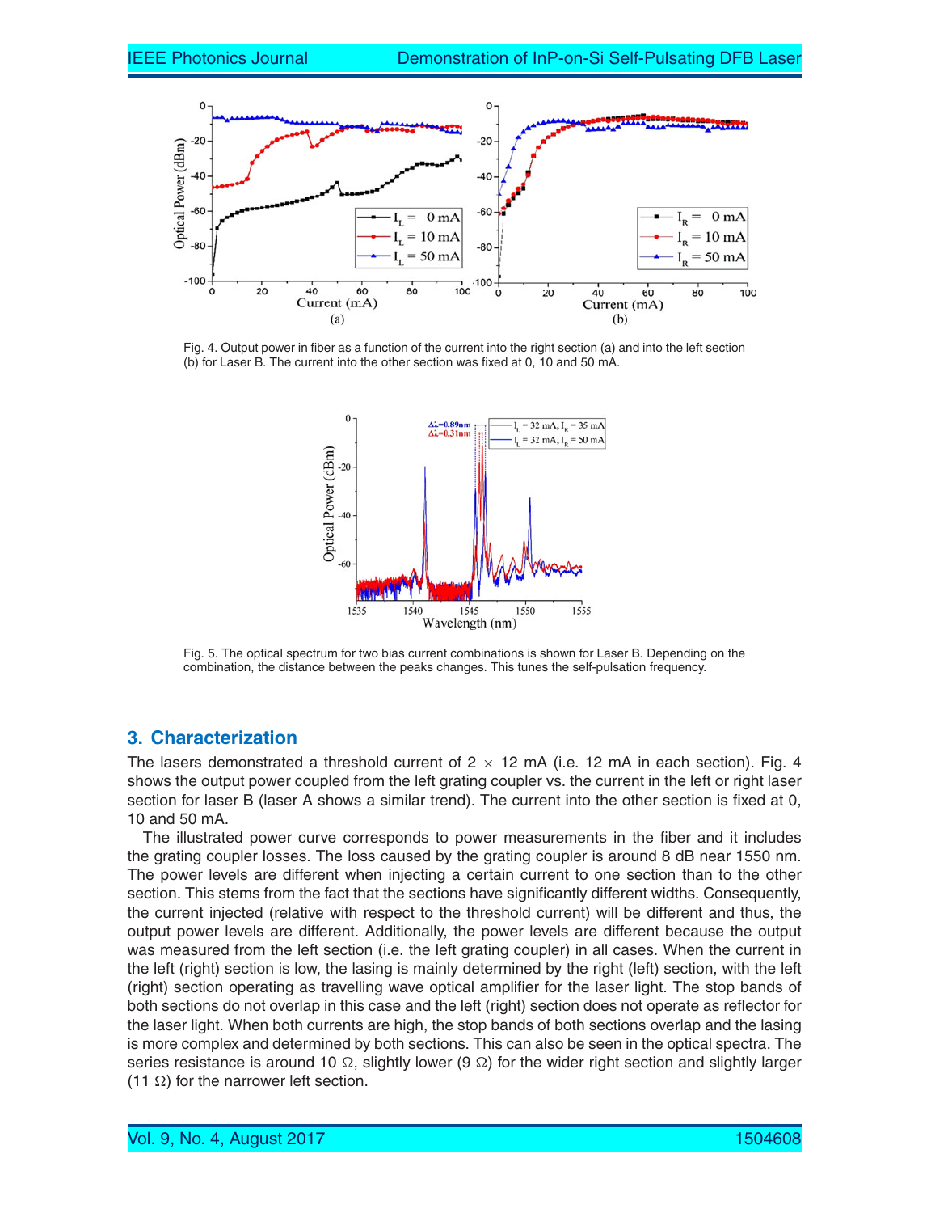Fig. 4. Output power in fiber as a function of the current into the right section (a) and into the left section (b) for Laser B. The current into the other section was fixed at 0, 10 and 50 mA.

Fig. 5. The optical spectrum for two bias current combinations is shown for Laser B. Depending on the combination, the distance between the peaks changes. This tunes the self-pulsation frequency.

## 3. Characterization

The lasers demonstrated a threshold current of 2 $\times$ 12 mA (i.e. 12 mA in each section). Fig. 4 shows the output power coupled from the left grating coupler vs. the current in the left or right laser section for laser B (laser A shows a similar trend). The current into the other section is fixed at 0, 10 and 50 mA.

The illustrated power curve corresponds to power measurements in the fiber and it includes the grating coupler losses. The loss caused by the grating coupler is around 8 dB near 1550 nm. The power levels are different when injecting a certain current to one section than to the other section. This stems from the fact that the sections have significantly different widths. Consequently, the current injected (relative with respect to the threshold current) will be different and thus, the output power levels are different. Additionally, the power levels are different because the output was measured from the left section (i.e. the left grating coupler) in all cases. When the current in the left (right) section is low, the lasing is mainly determined by the right (left) section, with the left (right) section operating as travelling wave optical amplifier for the laser light. The stop bands of both sections do not overlap in this case and the left (right) section does not operate as reflector for the laser light. When both currents are high, the stop bands of both sections overlap and the lasing is more complex and determined by both sections. This can also be seen in the optical spectra. The series resistance is around 10 Ω, slightly lower (9 Ω) for the wider right section and slightly larger (11 Ω) for the narrower left section.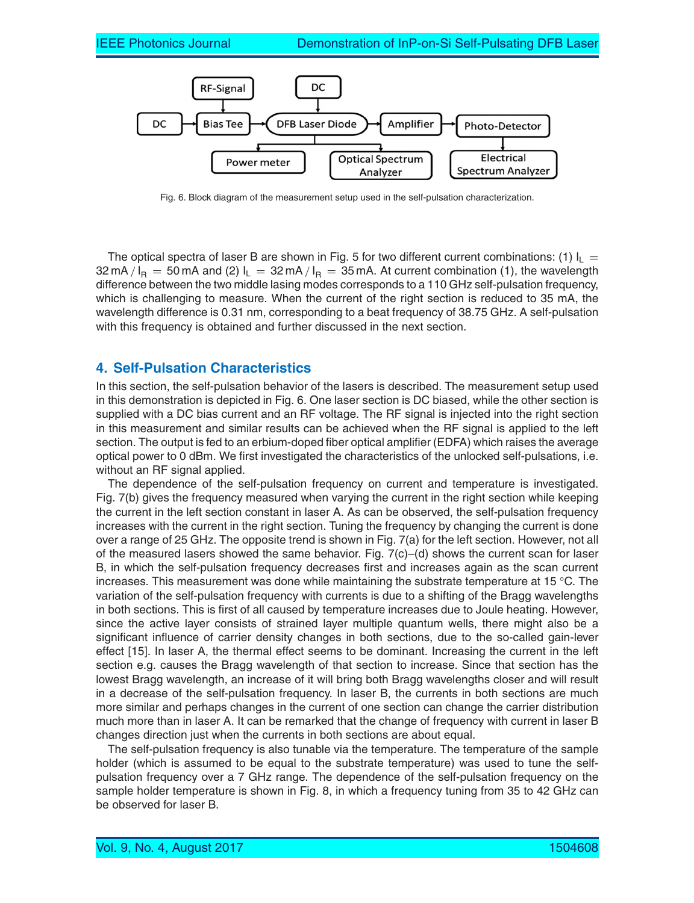Fig. 6. Block diagram of the measurement setup used in the self-pulsation characterization.

The optical spectra of laser B are shown in Fig. 5 for two different current combinations: (1) $I_L = 32\,\text{mA} / I_R = 50\,\text{mA}$ and (2) $I_L = 32\,\text{mA} / I_R = 35\,\text{mA}$. At current combination (1), the wavelength difference between the two middle lasing modes corresponds to a 110 GHz self-pulsation frequency, which is challenging to measure. When the current of the right section is reduced to 35 mA, the wavelength difference is 0.31 nm, corresponding to a beat frequency of 38.75 GHz. A self-pulsation with this frequency is obtained and further discussed in the next section.

## 4. Self-Pulsation Characteristics

In this section, the self-pulsation behavior of the lasers is described. The measurement setup used in this demonstration is depicted in Fig. 6. One laser section is DC biased, while the other section is supplied with a DC bias current and an RF voltage. The RF signal is injected into the right section in this measurement and similar results can be achieved when the RF signal is applied to the left section. The output is fed to an erbium-doped fiber optical amplifier (EDFA) which raises the average optical power to 0 dBm. We first investigated the characteristics of the unlocked self-pulsations, i.e. without an RF signal applied.

The dependence of the self-pulsation frequency on current and temperature is investigated. Fig. 7(b) gives the frequency measured when varying the current in the right section while keeping the current in the left section constant in laser A. As can be observed, the self-pulsation frequency increases with the current in the right section. Tuning the frequency by changing the current is done over a range of 25 GHz. The opposite trend is shown in Fig. 7(a) for the left section. However, not all of the measured lasers showed the same behavior. Fig. 7(c)–(d) shows the current scan for laser B, in which the self-pulsation frequency decreases first and increases again as the scan current increases. This measurement was done while maintaining the substrate temperature at 15 °C. The variation of the self-pulsation frequency with currents is due to a shifting of the Bragg wavelengths in both sections. This is first of all caused by temperature increases due to Joule heating. However, since the active layer consists of strained layer multiple quantum wells, there might also be a significant influence of carrier density changes in both sections, due to the so-called gain-lever effect [15]. In laser A, the thermal effect seems to be dominant. Increasing the current in the left section e.g. causes the Bragg wavelength of that section to increase. Since that section has the lowest Bragg wavelength, an increase of it will bring both Bragg wavelengths closer and will result in a decrease of the self-pulsation frequency. In laser B, the currents in both sections are much more similar and perhaps changes in the current of one section can change the carrier distribution much more than in laser A. It can be remarked that the change of frequency with current in laser B changes direction just when the currents in both sections are about equal.

The self-pulsation frequency is also tunable via the temperature. The temperature of the sample holder (which is assumed to be equal to the substrate temperature) was used to tune the self-pulsation frequency over a 7 GHz range. The dependence of the self-pulsation frequency on the sample holder temperature is shown in Fig. 8, in which a frequency tuning from 35 to 42 GHz can be observed for laser B.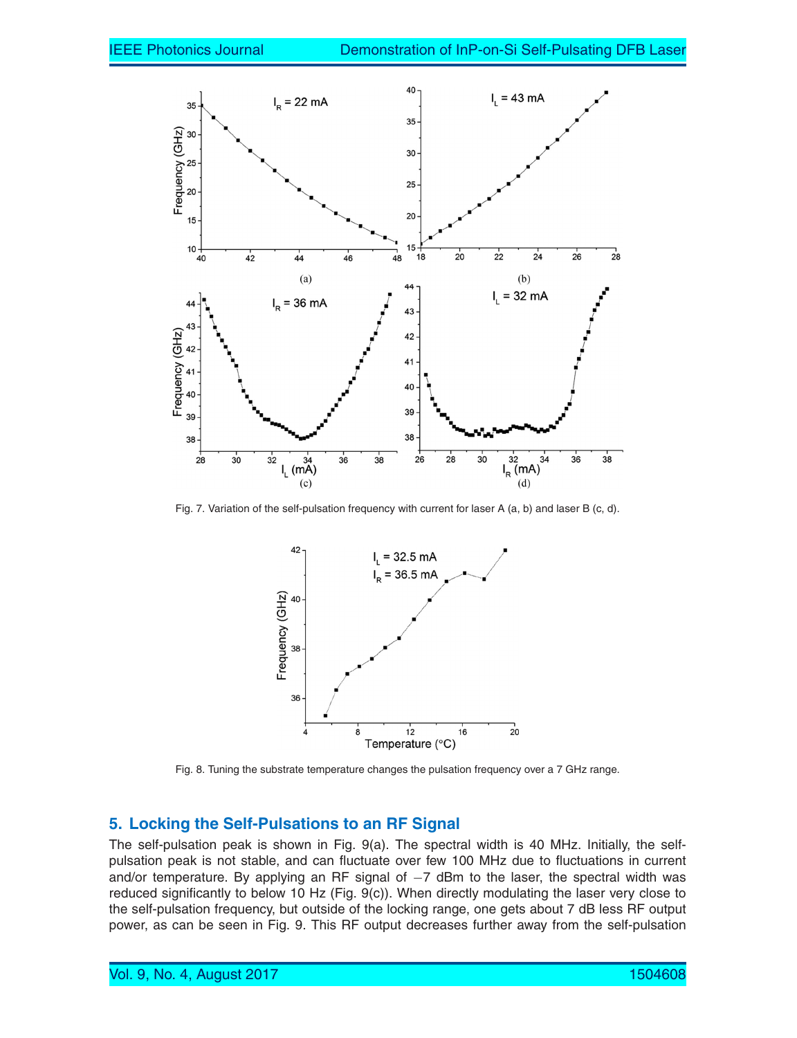Fig. 7. Variation of the self-pulsation frequency with current for laser A (a, b) and laser B (c, d).

Fig. 8. Tuning the substrate temperature changes the pulsation frequency over a 7 GHz range.

## 5. Locking the Self-Pulsations to an RF Signal

The self-pulsation peak is shown in Fig. 9(a). The spectral width is 40 MHz. Initially, the self-pulsation peak is not stable, and can fluctuate over few 100 MHz due to fluctuations in current and/or temperature. By applying an RF signal of −7 dBm to the laser, the spectral width was reduced significantly to below 10 Hz (Fig. 9(c)). When directly modulating the laser very close to the self-pulsation frequency, but outside of the locking range, one gets about 7 dB less RF output power, as can be seen in Fig. 9. This RF output decreases further away from the self-pulsation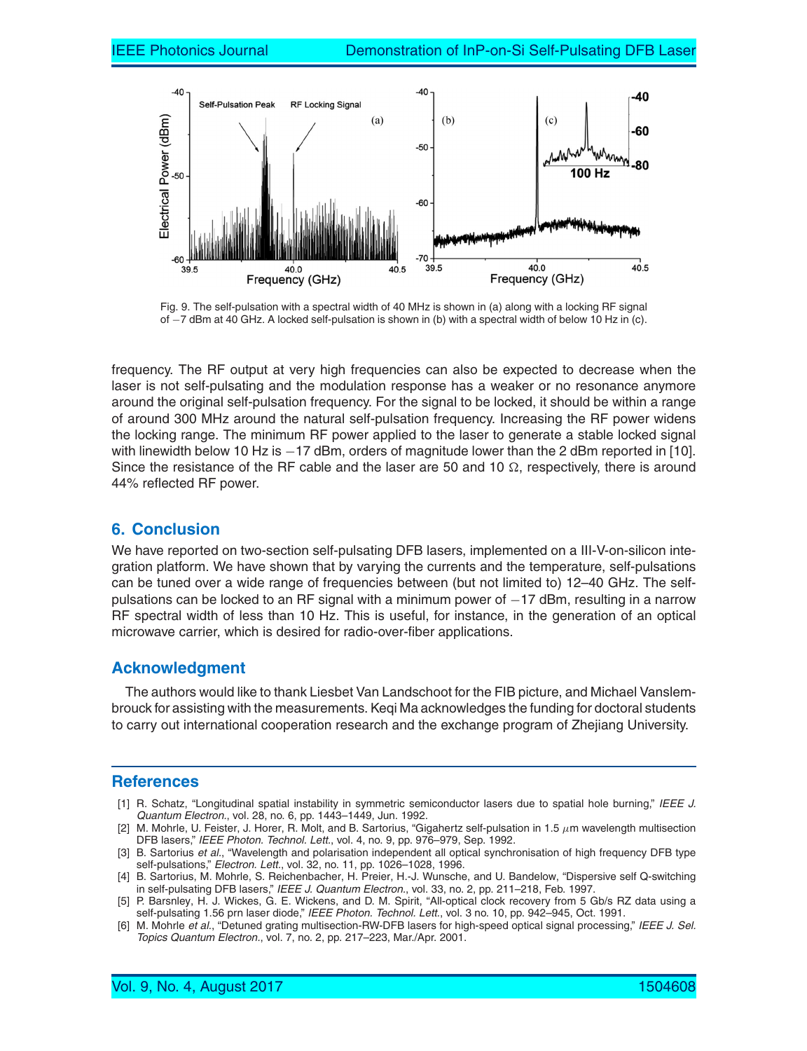Fig. 9. The self-pulsation with a spectral width of 40 MHz is shown in (a) along with a locking RF signal of −7 dBm at 40 GHz. A locked self-pulsation is shown in (b) with a spectral width of below 10 Hz in (c).

frequency. The RF output at very high frequencies can also be expected to decrease when the laser is not self-pulsating and the modulation response has a weaker or no resonance anymore around the original self-pulsation frequency. For the signal to be locked, it should be within a range of around 300 MHz around the natural self-pulsation frequency. Increasing the RF power widens the locking range. The minimum RF power applied to the laser to generate a stable locked signal with linewidth below 10 Hz is −17 dBm, orders of magnitude lower than the 2 dBm reported in [10]. Since the resistance of the RF cable and the laser are 50 and 10 Ω, respectively, there is around 44% reflected RF power.

## 6. Conclusion

We have reported on two-section self-pulsating DFB lasers, implemented on a III-V-on-silicon integration platform. We have shown that by varying the currents and the temperature, self-pulsations can be tuned over a wide range of frequencies between (but not limited to) 12–40 GHz. The self-pulsations can be locked to an RF signal with a minimum power of −17 dBm, resulting in a narrow RF spectral width of less than 10 Hz. This is useful, for instance, in the generation of an optical microwave carrier, which is desired for radio-over-fiber applications.

## Acknowledgment

The authors would like to thank Liesbet Van Landschoot for the FIB picture, and Michael Vanslembrouck for assisting with the measurements. Keqi Ma acknowledges the funding for doctoral students to carry out international cooperation research and the exchange program of Zhejiang University.

## References

[1] R. Schatz, "Longitudinal spatial instability in symmetric semiconductor lasers due to spatial hole burning," *IEEE J. Quantum Electron.*, vol. 28, no. 6, pp. 1443–1449, Jun. 1992.

[2] M. Mohrle, U. Feister, J. Horer, R. Molt, and B. Sartorius, "Gigahertz self-pulsation in 1.5 $\mu$m wavelength multisection DFB lasers," *IEEE Photon. Technol. Lett.*, vol. 4, no. 9, pp. 976–979, Sep. 1992.

[3] B. Sartorius *et al.*, "Wavelength and polarisation independent all optical synchronisation of high frequency DFB type self-pulsations," *Electron. Lett.*, vol. 32, no. 11, pp. 1026–1028, 1996.

[4] B. Sartorius, M. Mohrle, S. Reichenbacher, H. Preier, H.-J. Wunsche, and U. Bandelow, "Dispersive self Q-switching in self-pulsating DFB lasers," *IEEE J. Quantum Electron.*, vol. 33, no. 2, pp. 211–218, Feb. 1997.

[5] P. Barsnley, H. J. Wickes, G. E. Wickens, and D. M. Spirit, "All-optical clock recovery from 5 Gb/s RZ data using a self-pulsating 1.56 prn laser diode," *IEEE Photon. Technol. Lett.*, vol. 3 no. 10, pp. 942–945, Oct. 1991.

[6] M. Mohrle *et al.*, "Detuned grating multisection-RW-DFB lasers for high-speed optical signal processing," *IEEE J. Sel. Topics Quantum Electron.*, vol. 7, no. 2, pp. 217–223, Mar./Apr. 2001.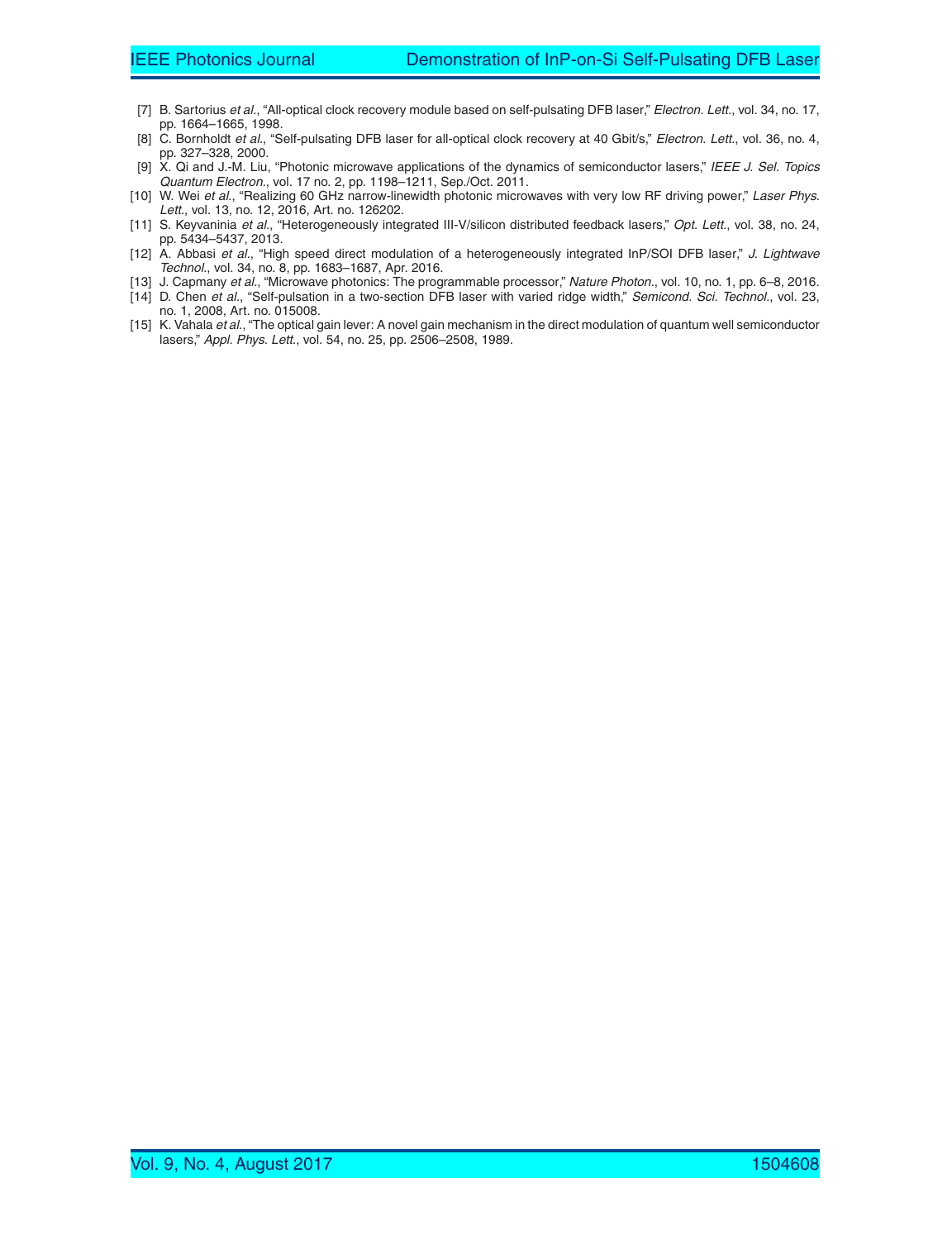[7] B. Sartorius *et al.*, “All-optical clock recovery module based on self-pulsating DFB laser,” *Electron. Lett.*, vol. 34, no. 17, pp. 1664–1665, 1998.

[8] C. Bornholdt *et al.*, “Self-pulsating DFB laser for all-optical clock recovery at 40 Gbit/s,” *Electron. Lett.*, vol. 36, no. 4, pp. 327–328, 2000.

[9] X. Qi and J.-M. Liu, “Photonic microwave applications of the dynamics of semiconductor lasers,” *IEEE J. Sel. Topics Quantum Electron.*, vol. 17 no. 2, pp. 1198–1211, Sep./Oct. 2011.

[10] W. Wei *et al.*, “Realizing 60 GHz narrow-linewidth photonic microwaves with very low RF driving power,” *Laser Phys. Lett.*, vol. 13, no. 12, 2016, Art. no. 126202.

[11] S. Keyvaninia *et al.*, “Heterogeneously integrated III-V/silicon distributed feedback lasers,” *Opt. Lett.*, vol. 38, no. 24, pp. 5434–5437, 2013.

[12] A. Abbasi *et al.*, “High speed direct modulation of a heterogeneously integrated InP/SOI DFB laser,” *J. Lightwave Technol.*, vol. 34, no. 8, pp. 1683–1687, Apr. 2016.

[13] J. Capmany *et al.*, “Microwave photonics: The programmable processor,” *Nature Photon.*, vol. 10, no. 1, pp. 6–8, 2016.

[14] D. Chen *et al.*, “Self-pulsation in a two-section DFB laser with varied ridge width,” *Semicond. Sci. Technol.*, vol. 23, no. 1, 2008, Art. no. 015008.

[15] K. Vahala *et al.*, “The optical gain lever: A novel gain mechanism in the direct modulation of quantum well semiconductor lasers,” *Appl. Phys. Lett.*, vol. 54, no. 25, pp. 2506–2508, 1989.